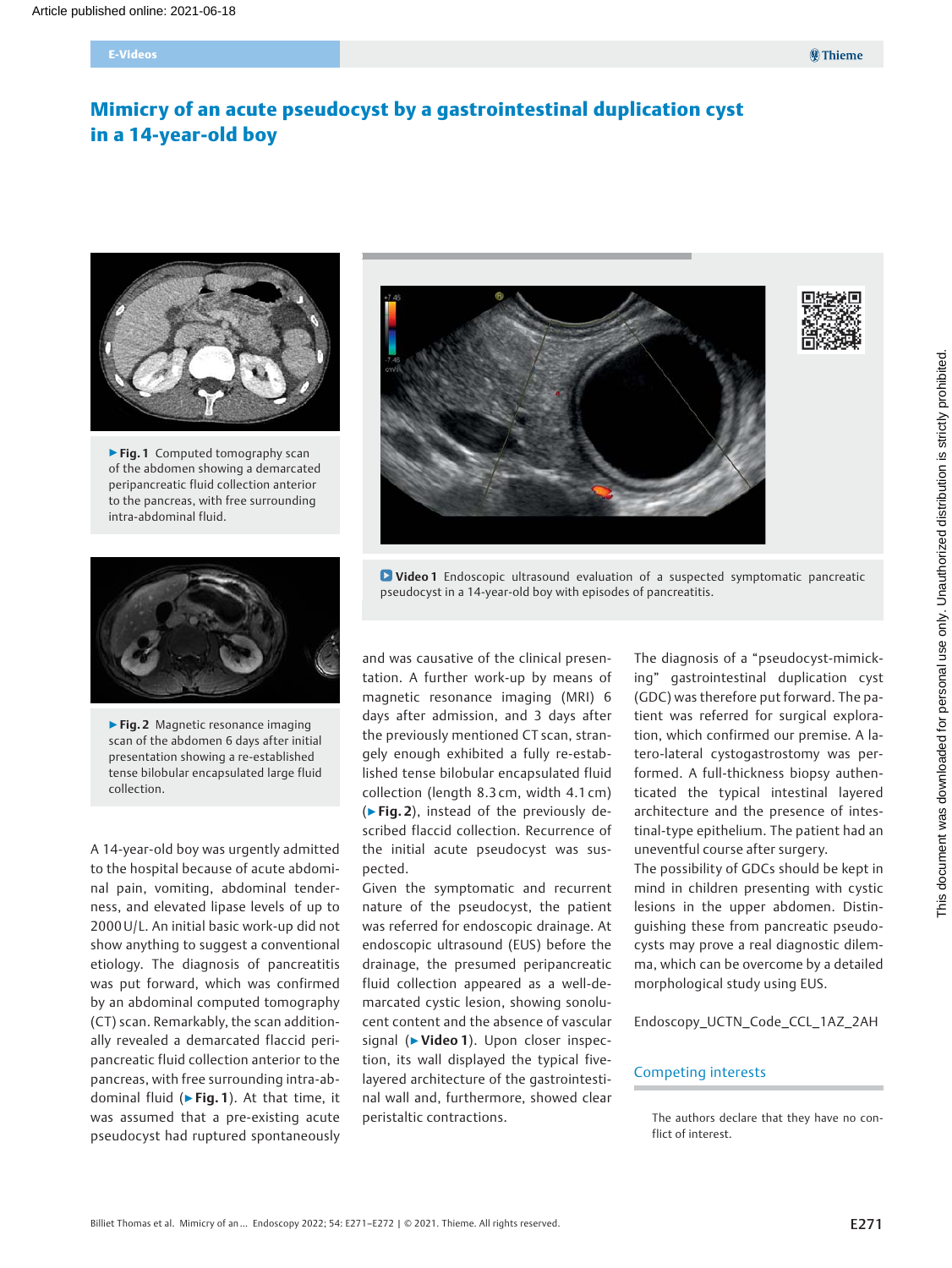# Mimicry of an acute pseudocyst by a gastrointestinal duplication cyst in a 14-year-old boy

▶ **Fig. 1** Computed tomography scan of the abdomen showing a demarcated peripancreatic fluid collection anterior to the pancreas, with free surrounding intra-abdominal fluid.

▶ **Fig. 2** Magnetic resonance imaging scan of the abdomen 6 days after initial presentation showing a re-established tense bilobular encapsulated large fluid collection.

**Video 1** Endoscopic ultrasound evaluation of a suspected symptomatic pancreatic pseudocyst in a 14-year-old boy with episodes of pancreatitis.

A 14-year-old boy was urgently admitted to the hospital because of acute abdominal pain, vomiting, abdominal tenderness, and elevated lipase levels of up to 2000 U/L. An initial basic work-up did not show anything to suggest a conventional etiology. The diagnosis of pancreatitis was put forward, which was confirmed by an abdominal computed tomography (CT) scan. Remarkably, the scan additionally revealed a demarcated flaccid peripancreatic fluid collection anterior to the pancreas, with free surrounding intra-abdominal fluid (▶ **Fig. 1**). At that time, it was assumed that a pre-existing acute pseudocyst had ruptured spontaneously and was causative of the clinical presentation. A further work-up by means of magnetic resonance imaging (MRI) 6 days after admission, and 3 days after the previously mentioned CT scan, strangely enough exhibited a fully re-established tense bilobular encapsulated fluid collection (length 8.3 cm, width 4.1 cm) (▶ **Fig. 2**), instead of the previously described flaccid collection. Recurrence of the initial acute pseudocyst was suspected.

Given the symptomatic and recurrent nature of the pseudocyst, the patient was referred for endoscopic drainage. At endoscopic ultrasound (EUS) before the drainage, the presumed peripancreatic fluid collection appeared as a well-demarcated cystic lesion, showing sonolucent content and the absence of vascular signal (▶ **Video 1**). Upon closer inspection, its wall displayed the typical five-layered architecture of the gastrointestinal wall and, furthermore, showed clear peristaltic contractions.

The diagnosis of a "pseudocyst-mimicking" gastrointestinal duplication cyst (GDC) was therefore put forward. The patient was referred for surgical exploration, which confirmed our premise. A latero-lateral cystogastrostomy was performed. A full-thickness biopsy authenticated the typical intestinal layered architecture and the presence of intestinal-type epithelium. The patient had an uneventful course after surgery.

The possibility of GDCs should be kept in mind in children presenting with cystic lesions in the upper abdomen. Distinguishing these from pancreatic pseudocysts may prove a real diagnostic dilemma, which can be overcome by a detailed morphological study using EUS.

Endoscopy_UCTN_Code_CCL_1AZ_2AH

## Competing interests

The authors declare that they have no conflict of interest.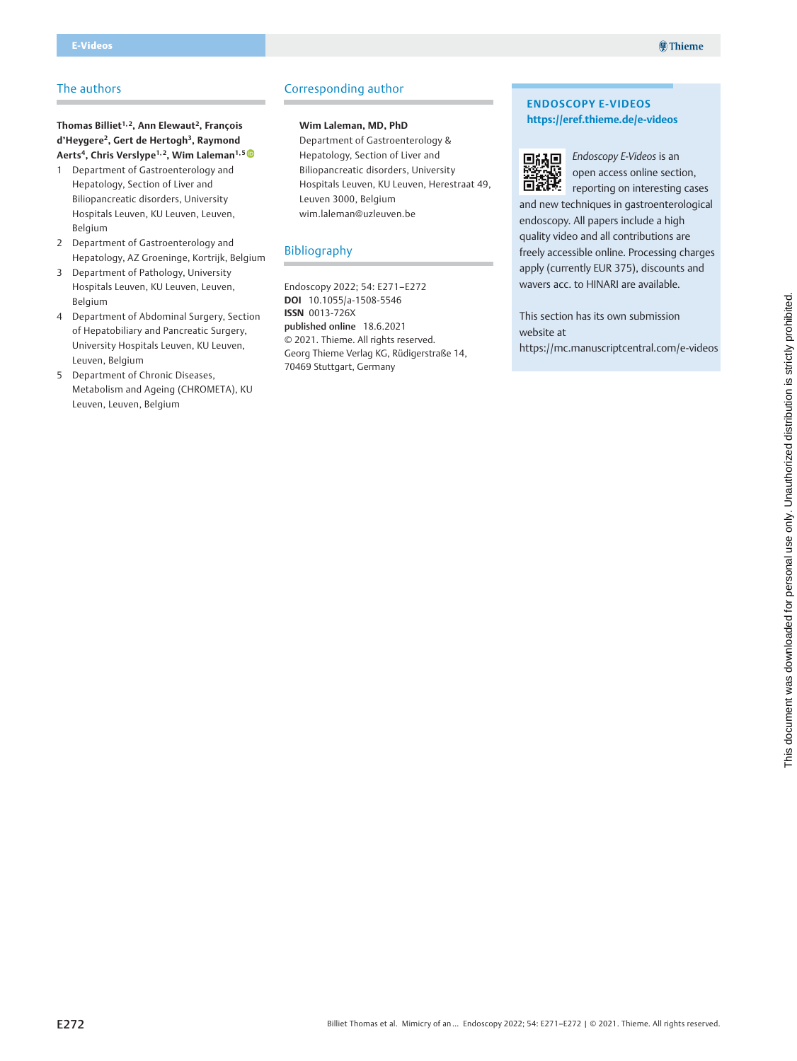## The authors

**Thomas Billiet[1,2], Ann Elewaut[2], François d'Heygere[2], Gert de Hertogh[3], Raymond Aerts[4], Chris Verslype[1,2], Wim Laleman[1,5]**

1. Department of Gastroenterology and Hepatology, Section of Liver and Biliopancreatic disorders, University Hospitals Leuven, KU Leuven, Leuven, Belgium
2. Department of Gastroenterology and Hepatology, AZ Groeninge, Kortrijk, Belgium
3. Department of Pathology, University Hospitals Leuven, KU Leuven, Leuven, Belgium
4. Department of Abdominal Surgery, Section of Hepatobiliary and Pancreatic Surgery, University Hospitals Leuven, KU Leuven, Leuven, Belgium
5. Department of Chronic Diseases, Metabolism and Ageing (CHROMETA), KU Leuven, Leuven, Belgium

## Corresponding author

**Wim Laleman, MD, PhD**
Department of Gastroenterology & Hepatology, Section of Liver and Biliopancreatic disorders, University Hospitals Leuven, KU Leuven, Herestraat 49, Leuven 3000, Belgium
wim.laleman@uzleuven.be

## Bibliography

Endoscopy 2022; 54: E271–E272
**DOI** 10.1055/a-1508-5546
**ISSN** 0013-726X
**published online** 18.6.2021
© 2021. Thieme. All rights reserved.
Georg Thieme Verlag KG, Rüdigerstraße 14, 70469 Stuttgart, Germany

**ENDOSCOPY E-VIDEOS**
**https://eref.thieme.de/e-videos**

*Endoscopy E-Videos* is an open access online section, reporting on interesting cases and new techniques in gastroenterological endoscopy. All papers include a high quality video and all contributions are freely accessible online. Processing charges apply (currently EUR 375), discounts and wavers acc. to HINARI are available.

This section has its own submission website at https://mc.manuscriptcentral.com/e-videos